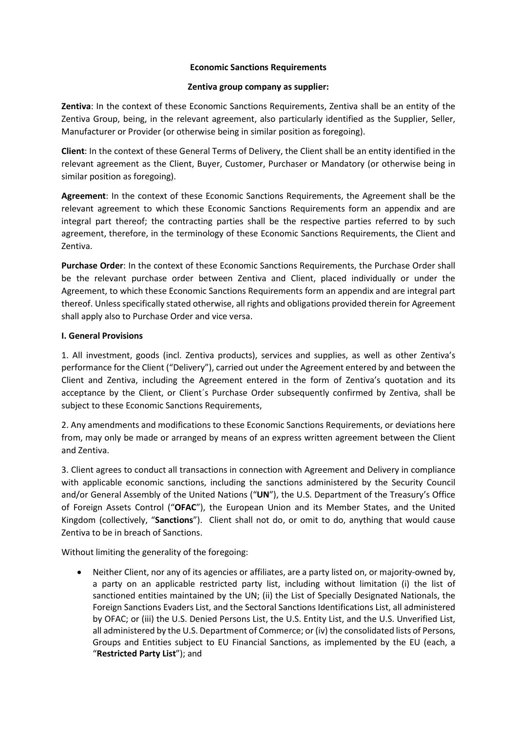**Economic Sanctions Requirements**

**Zentiva group company as supplier:**

**Zentiva**: In the context of these Economic Sanctions Requirements, Zentiva shall be an entity of the Zentiva Group, being, in the relevant agreement, also particularly identified as the Supplier, Seller, Manufacturer or Provider (or otherwise being in similar position as foregoing).

**Client**: In the context of these General Terms of Delivery, the Client shall be an entity identified in the relevant agreement as the Client, Buyer, Customer, Purchaser or Mandatory (or otherwise being in similar position as foregoing).

**Agreement**: In the context of these Economic Sanctions Requirements, the Agreement shall be the relevant agreement to which these Economic Sanctions Requirements form an appendix and are integral part thereof; the contracting parties shall be the respective parties referred to by such agreement, therefore, in the terminology of these Economic Sanctions Requirements, the Client and Zentiva.

**Purchase Order**: In the context of these Economic Sanctions Requirements, the Purchase Order shall be the relevant purchase order between Zentiva and Client, placed individually or under the Agreement, to which these Economic Sanctions Requirements form an appendix and are integral part thereof. Unless specifically stated otherwise, all rights and obligations provided therein for Agreement shall apply also to Purchase Order and vice versa.

**I. General Provisions**

1. All investment, goods (incl. Zentiva products), services and supplies, as well as other Zentiva's performance for the Client ("Delivery"), carried out under the Agreement entered by and between the Client and Zentiva, including the Agreement entered in the form of Zentiva's quotation and its acceptance by the Client, or Client´s Purchase Order subsequently confirmed by Zentiva, shall be subject to these Economic Sanctions Requirements,

2. Any amendments and modifications to these Economic Sanctions Requirements, or deviations here from, may only be made or arranged by means of an express written agreement between the Client and Zentiva.

3. Client agrees to conduct all transactions in connection with Agreement and Delivery in compliance with applicable economic sanctions, including the sanctions administered by the Security Council and/or General Assembly of the United Nations ("**UN**"), the U.S. Department of the Treasury's Office of Foreign Assets Control ("**OFAC**"), the European Union and its Member States, and the United Kingdom (collectively, "**Sanctions**"). Client shall not do, or omit to do, anything that would cause Zentiva to be in breach of Sanctions.

Without limiting the generality of the foregoing:

- Neither Client, nor any of its agencies or affiliates, are a party listed on, or majority-owned by, a party on an applicable restricted party list, including without limitation (i) the list of sanctioned entities maintained by the UN; (ii) the List of Specially Designated Nationals, the Foreign Sanctions Evaders List, and the Sectoral Sanctions Identifications List, all administered by OFAC; or (iii) the U.S. Denied Persons List, the U.S. Entity List, and the U.S. Unverified List, all administered by the U.S. Department of Commerce; or (iv) the consolidated lists of Persons, Groups and Entities subject to EU Financial Sanctions, as implemented by the EU (each, a "**Restricted Party List**"); and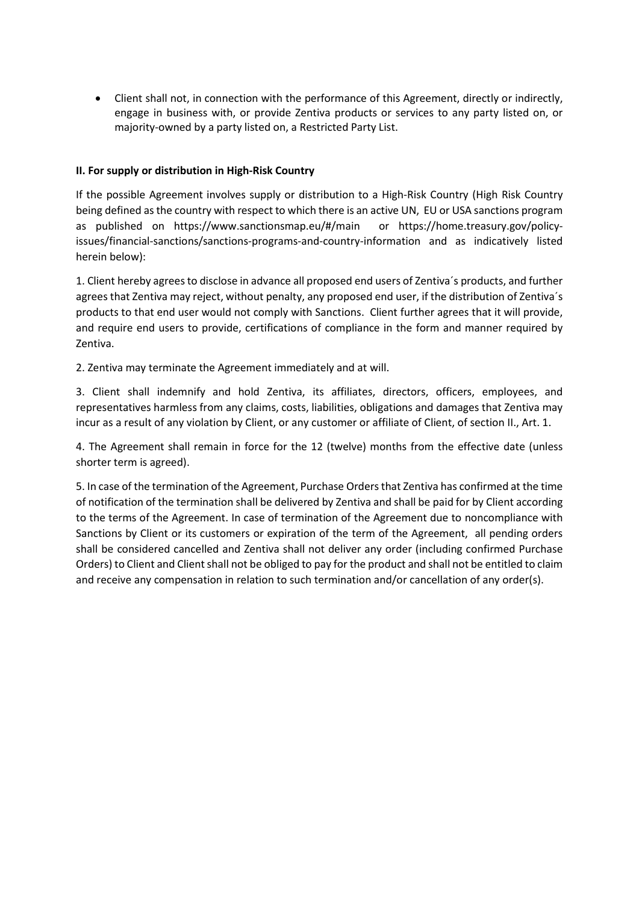- Client shall not, in connection with the performance of this Agreement, directly or indirectly, engage in business with, or provide Zentiva products or services to any party listed on, or majority-owned by a party listed on, a Restricted Party List.

**II. For supply or distribution in High-Risk Country**

If the possible Agreement involves supply or distribution to a High-Risk Country (High Risk Country being defined as the country with respect to which there is an active UN, EU or USA sanctions program as published on https://www.sanctionsmap.eu/#/main or https://home.treasury.gov/policy-issues/financial-sanctions/sanctions-programs-and-country-information and as indicatively listed herein below):

1. Client hereby agrees to disclose in advance all proposed end users of Zentiva´s products, and further agrees that Zentiva may reject, without penalty, any proposed end user, if the distribution of Zentiva´s products to that end user would not comply with Sanctions. Client further agrees that it will provide, and require end users to provide, certifications of compliance in the form and manner required by Zentiva.

2. Zentiva may terminate the Agreement immediately and at will.

3. Client shall indemnify and hold Zentiva, its affiliates, directors, officers, employees, and representatives harmless from any claims, costs, liabilities, obligations and damages that Zentiva may incur as a result of any violation by Client, or any customer or affiliate of Client, of section II., Art. 1.

4. The Agreement shall remain in force for the 12 (twelve) months from the effective date (unless shorter term is agreed).

5. In case of the termination of the Agreement, Purchase Orders that Zentiva has confirmed at the time of notification of the termination shall be delivered by Zentiva and shall be paid for by Client according to the terms of the Agreement. In case of termination of the Agreement due to noncompliance with Sanctions by Client or its customers or expiration of the term of the Agreement, all pending orders shall be considered cancelled and Zentiva shall not deliver any order (including confirmed Purchase Orders) to Client and Client shall not be obliged to pay for the product and shall not be entitled to claim and receive any compensation in relation to such termination and/or cancellation of any order(s).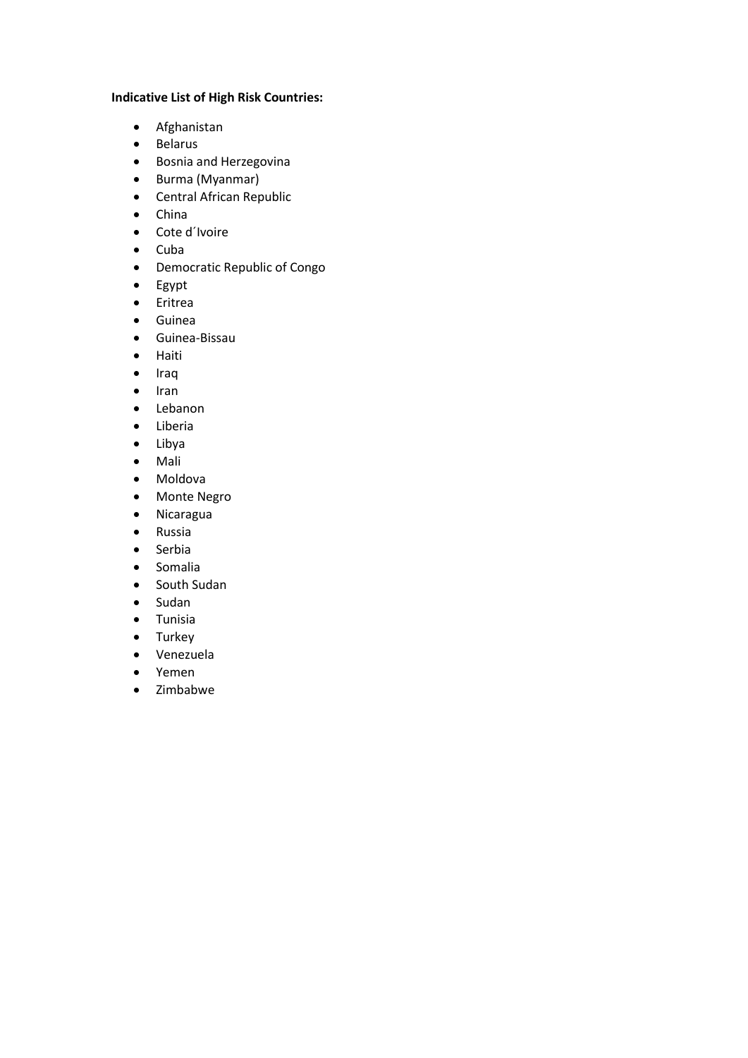**Indicative List of High Risk Countries:**

- Afghanistan
- Belarus
- Bosnia and Herzegovina
- Burma (Myanmar)
- Central African Republic
- China
- Cote d´Ivoire
- Cuba
- Democratic Republic of Congo
- Egypt
- Eritrea
- Guinea
- Guinea-Bissau
- Haiti
- Iraq
- Iran
- Lebanon
- Liberia
- Libya
- Mali
- Moldova
- Monte Negro
- Nicaragua
- Russia
- Serbia
- Somalia
- South Sudan
- Sudan
- Tunisia
- Turkey
- Venezuela
- Yemen
- Zimbabwe